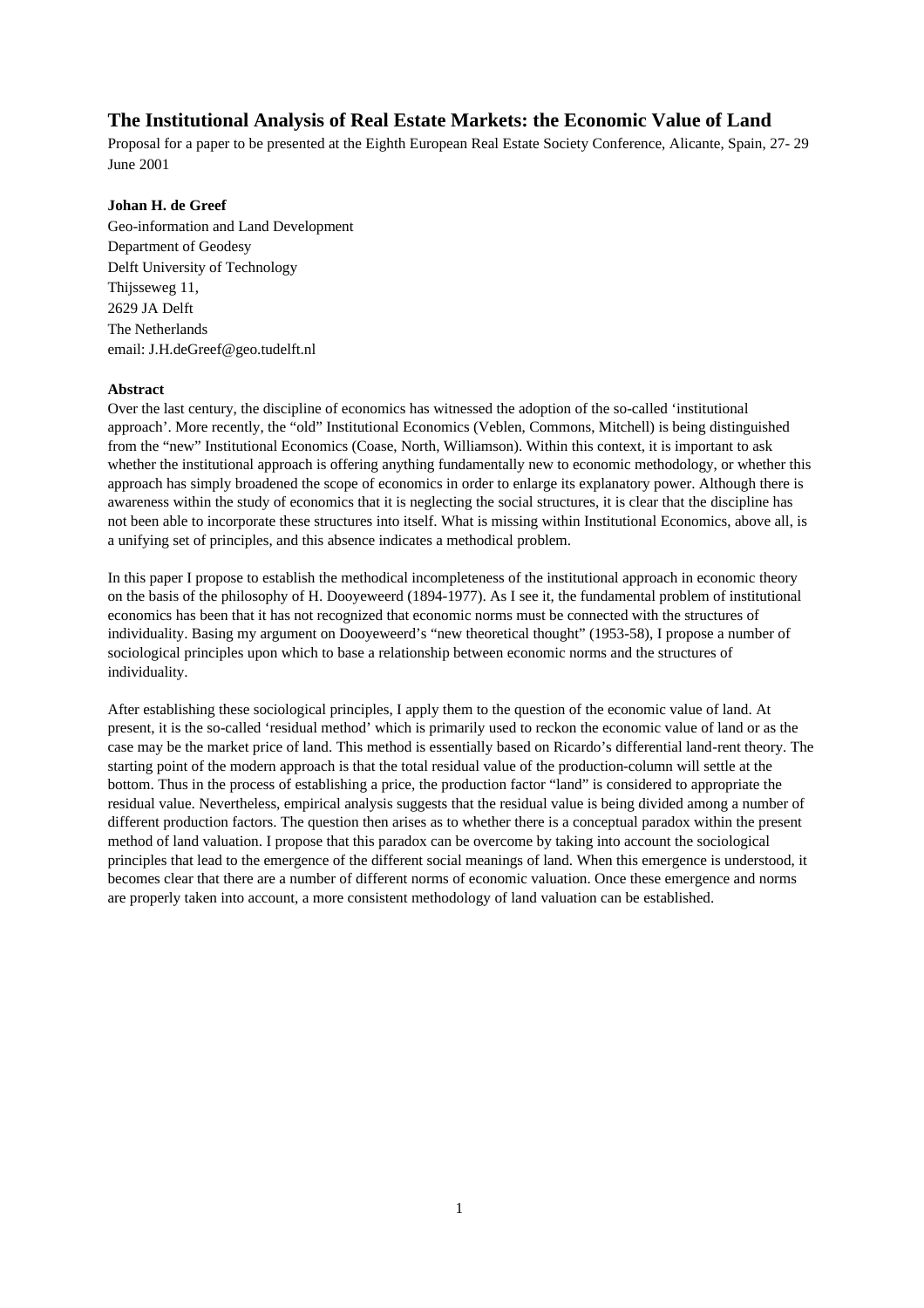# The Institutional Analysis of Real Estate Markets: the Economic Value of Land

Proposal for a paper to be presented at the Eighth European Real Estate Society Conference, Alicante, Spain, 27- 29 June 2001

**Johan H. de Greef**
Geo-information and Land Development
Department of Geodesy
Delft University of Technology
Thijsseweg 11,
2629 JA Delft
The Netherlands
email: J.H.deGreef@geo.tudelft.nl

**Abstract**

Over the last century, the discipline of economics has witnessed the adoption of the so-called 'institutional approach'. More recently, the "old" Institutional Economics (Veblen, Commons, Mitchell) is being distinguished from the "new" Institutional Economics (Coase, North, Williamson). Within this context, it is important to ask whether the institutional approach is offering anything fundamentally new to economic methodology, or whether this approach has simply broadened the scope of economics in order to enlarge its explanatory power. Although there is awareness within the study of economics that it is neglecting the social structures, it is clear that the discipline has not been able to incorporate these structures into itself. What is missing within Institutional Economics, above all, is a unifying set of principles, and this absence indicates a methodical problem.

In this paper I propose to establish the methodical incompleteness of the institutional approach in economic theory on the basis of the philosophy of H. Dooyeweerd (1894-1977). As I see it, the fundamental problem of institutional economics has been that it has not recognized that economic norms must be connected with the structures of individuality. Basing my argument on Dooyeweerd's "new theoretical thought" (1953-58), I propose a number of sociological principles upon which to base a relationship between economic norms and the structures of individuality.

After establishing these sociological principles, I apply them to the question of the economic value of land. At present, it is the so-called 'residual method' which is primarily used to reckon the economic value of land or as the case may be the market price of land. This method is essentially based on Ricardo's differential land-rent theory. The starting point of the modern approach is that the total residual value of the production-column will settle at the bottom. Thus in the process of establishing a price, the production factor "land" is considered to appropriate the residual value. Nevertheless, empirical analysis suggests that the residual value is being divided among a number of different production factors. The question then arises as to whether there is a conceptual paradox within the present method of land valuation. I propose that this paradox can be overcome by taking into account the sociological principles that lead to the emergence of the different social meanings of land. When this emergence is understood, it becomes clear that there are a number of different norms of economic valuation. Once these emergence and norms are properly taken into account, a more consistent methodology of land valuation can be established.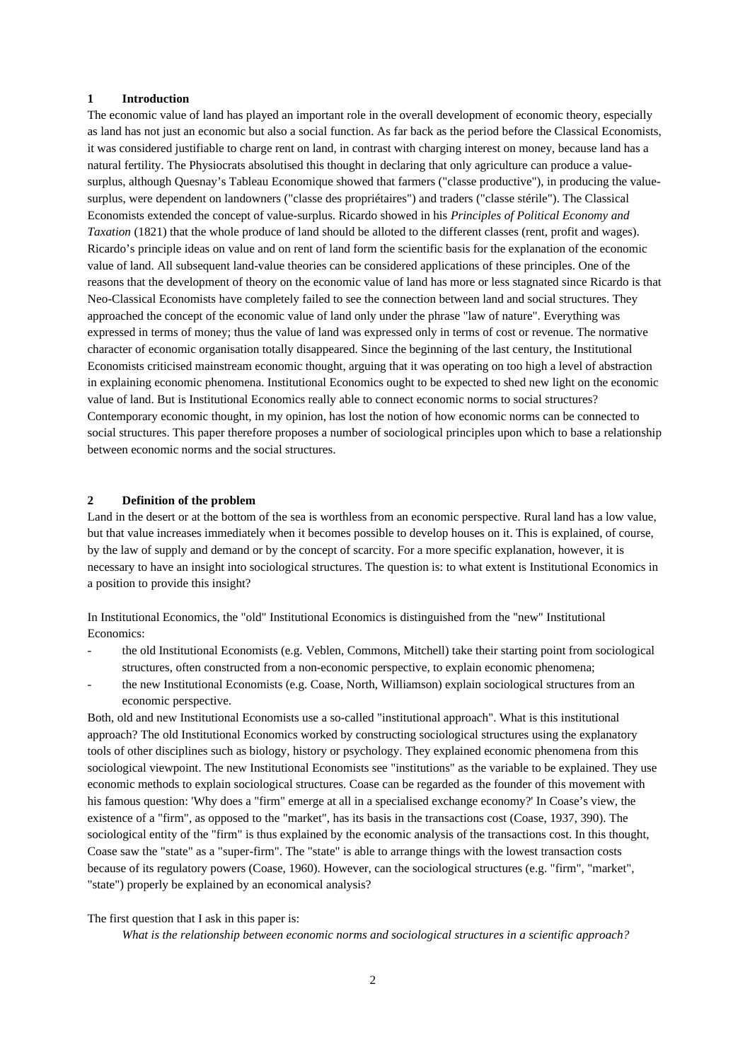## 1 Introduction

The economic value of land has played an important role in the overall development of economic theory, especially as land has not just an economic but also a social function. As far back as the period before the Classical Economists, it was considered justifiable to charge rent on land, in contrast with charging interest on money, because land has a natural fertility. The Physiocrats absolutised this thought in declaring that only agriculture can produce a value-surplus, although Quesnay's Tableau Economique showed that farmers ("classe productive"), in producing the value-surplus, were dependent on landowners ("classe des propriétaires") and traders ("classe stérile"). The Classical Economists extended the concept of value-surplus. Ricardo showed in his *Principles of Political Economy and Taxation* (1821) that the whole produce of land should be alloted to the different classes (rent, profit and wages). Ricardo's principle ideas on value and on rent of land form the scientific basis for the explanation of the economic value of land. All subsequent land-value theories can be considered applications of these principles. One of the reasons that the development of theory on the economic value of land has more or less stagnated since Ricardo is that Neo-Classical Economists have completely failed to see the connection between land and social structures. They approached the concept of the economic value of land only under the phrase "law of nature". Everything was expressed in terms of money; thus the value of land was expressed only in terms of cost or revenue. The normative character of economic organisation totally disappeared. Since the beginning of the last century, the Institutional Economists criticised mainstream economic thought, arguing that it was operating on too high a level of abstraction in explaining economic phenomena. Institutional Economics ought to be expected to shed new light on the economic value of land. But is Institutional Economics really able to connect economic norms to social structures? Contemporary economic thought, in my opinion, has lost the notion of how economic norms can be connected to social structures. This paper therefore proposes a number of sociological principles upon which to base a relationship between economic norms and the social structures.

## 2 Definition of the problem

Land in the desert or at the bottom of the sea is worthless from an economic perspective. Rural land has a low value, but that value increases immediately when it becomes possible to develop houses on it. This is explained, of course, by the law of supply and demand or by the concept of scarcity. For a more specific explanation, however, it is necessary to have an insight into sociological structures. The question is: to what extent is Institutional Economics in a position to provide this insight?

In Institutional Economics, the "old" Institutional Economics is distinguished from the "new" Institutional Economics:

- the old Institutional Economists (e.g. Veblen, Commons, Mitchell) take their starting point from sociological structures, often constructed from a non-economic perspective, to explain economic phenomena;
- the new Institutional Economists (e.g. Coase, North, Williamson) explain sociological structures from an economic perspective.

Both, old and new Institutional Economists use a so-called "institutional approach". What is this institutional approach? The old Institutional Economics worked by constructing sociological structures using the explanatory tools of other disciplines such as biology, history or psychology. They explained economic phenomena from this sociological viewpoint. The new Institutional Economists see "institutions" as the variable to be explained. They use economic methods to explain sociological structures. Coase can be regarded as the founder of this movement with his famous question: 'Why does a "firm" emerge at all in a specialised exchange economy?' In Coase's view, the existence of a "firm", as opposed to the "market", has its basis in the transactions cost (Coase, 1937, 390). The sociological entity of the "firm" is thus explained by the economic analysis of the transactions cost. In this thought, Coase saw the "state" as a "super-firm". The "state" is able to arrange things with the lowest transaction costs because of its regulatory powers (Coase, 1960). However, can the sociological structures (e.g. "firm", "market", "state") properly be explained by an economical analysis?

The first question that I ask in this paper is:

*What is the relationship between economic norms and sociological structures in a scientific approach?*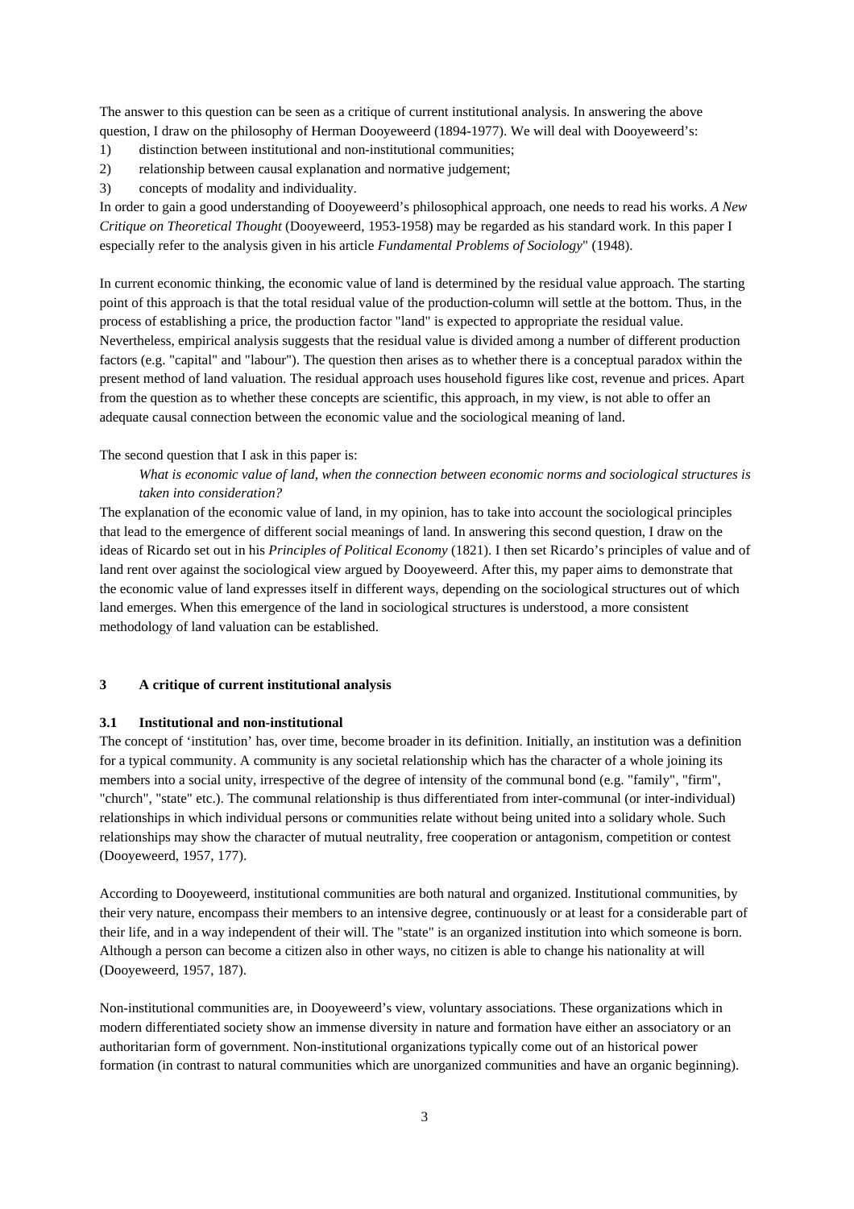The answer to this question can be seen as a critique of current institutional analysis. In answering the above question, I draw on the philosophy of Herman Dooyeweerd (1894-1977). We will deal with Dooyeweerd's:

1) distinction between institutional and non-institutional communities;
2) relationship between causal explanation and normative judgement;
3) concepts of modality and individuality.

In order to gain a good understanding of Dooyeweerd's philosophical approach, one needs to read his works. *A New Critique on Theoretical Thought* (Dooyeweerd, 1953-1958) may be regarded as his standard work. In this paper I especially refer to the analysis given in his article *Fundamental Problems of Sociology*" (1948).

In current economic thinking, the economic value of land is determined by the residual value approach. The starting point of this approach is that the total residual value of the production-column will settle at the bottom. Thus, in the process of establishing a price, the production factor "land" is expected to appropriate the residual value. Nevertheless, empirical analysis suggests that the residual value is divided among a number of different production factors (e.g. "capital" and "labour"). The question then arises as to whether there is a conceptual paradox within the present method of land valuation. The residual approach uses household figures like cost, revenue and prices. Apart from the question as to whether these concepts are scientific, this approach, in my view, is not able to offer an adequate causal connection between the economic value and the sociological meaning of land.

The second question that I ask in this paper is:

> *What is economic value of land, when the connection between economic norms and sociological structures is taken into consideration?*

The explanation of the economic value of land, in my opinion, has to take into account the sociological principles that lead to the emergence of different social meanings of land. In answering this second question, I draw on the ideas of Ricardo set out in his *Principles of Political Economy* (1821). I then set Ricardo's principles of value and of land rent over against the sociological view argued by Dooyeweerd. After this, my paper aims to demonstrate that the economic value of land expresses itself in different ways, depending on the sociological structures out of which land emerges. When this emergence of the land in sociological structures is understood, a more consistent methodology of land valuation can be established.

## 3 A critique of current institutional analysis

### 3.1 Institutional and non-institutional

The concept of 'institution' has, over time, become broader in its definition. Initially, an institution was a definition for a typical community. A community is any societal relationship which has the character of a whole joining its members into a social unity, irrespective of the degree of intensity of the communal bond (e.g. "family", "firm", "church", "state" etc.). The communal relationship is thus differentiated from inter-communal (or inter-individual) relationships in which individual persons or communities relate without being united into a solidary whole. Such relationships may show the character of mutual neutrality, free cooperation or antagonism, competition or contest (Dooyeweerd, 1957, 177).

According to Dooyeweerd, institutional communities are both natural and organized. Institutional communities, by their very nature, encompass their members to an intensive degree, continuously or at least for a considerable part of their life, and in a way independent of their will. The "state" is an organized institution into which someone is born. Although a person can become a citizen also in other ways, no citizen is able to change his nationality at will (Dooyeweerd, 1957, 187).

Non-institutional communities are, in Dooyeweerd's view, voluntary associations. These organizations which in modern differentiated society show an immense diversity in nature and formation have either an associatory or an authoritarian form of government. Non-institutional organizations typically come out of an historical power formation (in contrast to natural communities which are unorganized communities and have an organic beginning).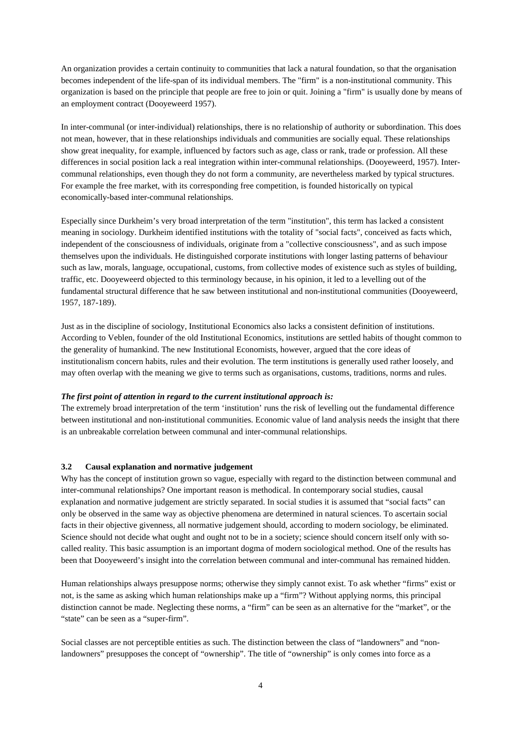An organization provides a certain continuity to communities that lack a natural foundation, so that the organisation becomes independent of the life-span of its individual members. The "firm" is a non-institutional community. This organization is based on the principle that people are free to join or quit. Joining a "firm" is usually done by means of an employment contract (Dooyeweerd 1957).

In inter-communal (or inter-individual) relationships, there is no relationship of authority or subordination. This does not mean, however, that in these relationships individuals and communities are socially equal. These relationships show great inequality, for example, influenced by factors such as age, class or rank, trade or profession. All these differences in social position lack a real integration within inter-communal relationships. (Dooyeweerd, 1957). Inter-communal relationships, even though they do not form a community, are nevertheless marked by typical structures. For example the free market, with its corresponding free competition, is founded historically on typical economically-based inter-communal relationships.

Especially since Durkheim's very broad interpretation of the term "institution", this term has lacked a consistent meaning in sociology. Durkheim identified institutions with the totality of "social facts", conceived as facts which, independent of the consciousness of individuals, originate from a "collective consciousness", and as such impose themselves upon the individuals. He distinguished corporate institutions with longer lasting patterns of behaviour such as law, morals, language, occupational, customs, from collective modes of existence such as styles of building, traffic, etc. Dooyeweerd objected to this terminology because, in his opinion, it led to a levelling out of the fundamental structural difference that he saw between institutional and non-institutional communities (Dooyeweerd, 1957, 187-189).

Just as in the discipline of sociology, Institutional Economics also lacks a consistent definition of institutions. According to Veblen, founder of the old Institutional Economics, institutions are settled habits of thought common to the generality of humankind. The new Institutional Economists, however, argued that the core ideas of institutionalism concern habits, rules and their evolution. The term institutions is generally used rather loosely, and may often overlap with the meaning we give to terms such as organisations, customs, traditions, norms and rules.

***The first point of attention in regard to the current institutional approach is:***
The extremely broad interpretation of the term 'institution' runs the risk of levelling out the fundamental difference between institutional and non-institutional communities. Economic value of land analysis needs the insight that there is an unbreakable correlation between communal and inter-communal relationships.

### 3.2 Causal explanation and normative judgement

Why has the concept of institution grown so vague, especially with regard to the distinction between communal and inter-communal relationships? One important reason is methodical. In contemporary social studies, causal explanation and normative judgement are strictly separated. In social studies it is assumed that "social facts" can only be observed in the same way as objective phenomena are determined in natural sciences. To ascertain social facts in their objective givenness, all normative judgement should, according to modern sociology, be eliminated. Science should not decide what ought and ought not to be in a society; science should concern itself only with so-called reality. This basic assumption is an important dogma of modern sociological method. One of the results has been that Dooyeweerd's insight into the correlation between communal and inter-communal has remained hidden.

Human relationships always presuppose norms; otherwise they simply cannot exist. To ask whether "firms" exist or not, is the same as asking which human relationships make up a "firm"? Without applying norms, this principal distinction cannot be made. Neglecting these norms, a "firm" can be seen as an alternative for the "market", or the "state" can be seen as a "super-firm".

Social classes are not perceptible entities as such. The distinction between the class of "landowners" and "non-landowners" presupposes the concept of "ownership". The title of "ownership" is only comes into force as a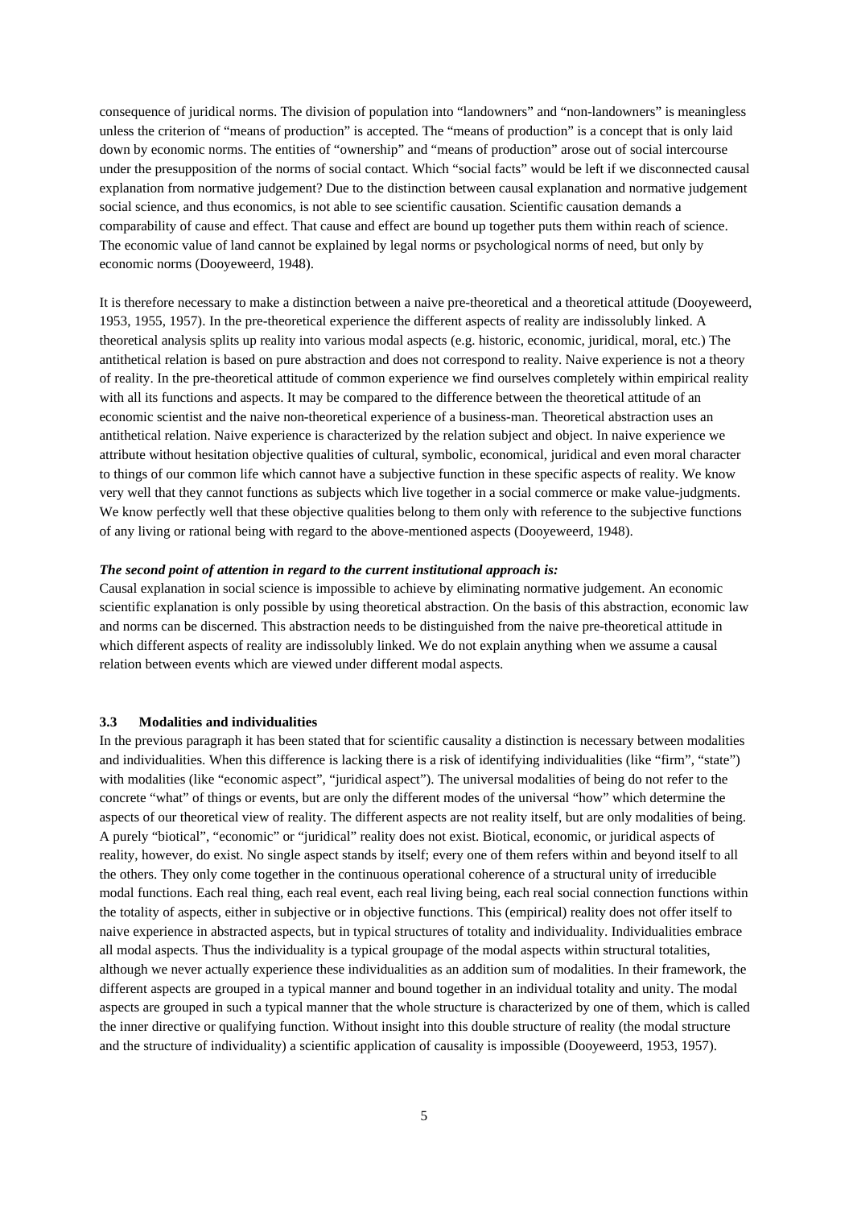consequence of juridical norms. The division of population into “landowners” and “non-landowners” is meaningless unless the criterion of “means of production” is accepted. The “means of production” is a concept that is only laid down by economic norms. The entities of “ownership” and “means of production” arose out of social intercourse under the presupposition of the norms of social contact. Which “social facts” would be left if we disconnected causal explanation from normative judgement? Due to the distinction between causal explanation and normative judgement social science, and thus economics, is not able to see scientific causation. Scientific causation demands a comparability of cause and effect. That cause and effect are bound up together puts them within reach of science. The economic value of land cannot be explained by legal norms or psychological norms of need, but only by economic norms (Dooyeweerd, 1948).

It is therefore necessary to make a distinction between a naive pre-theoretical and a theoretical attitude (Dooyeweerd, 1953, 1955, 1957). In the pre-theoretical experience the different aspects of reality are indissolubly linked. A theoretical analysis splits up reality into various modal aspects (e.g. historic, economic, juridical, moral, etc.) The antithetical relation is based on pure abstraction and does not correspond to reality. Naive experience is not a theory of reality. In the pre-theoretical attitude of common experience we find ourselves completely within empirical reality with all its functions and aspects. It may be compared to the difference between the theoretical attitude of an economic scientist and the naive non-theoretical experience of a business-man. Theoretical abstraction uses an antithetical relation. Naive experience is characterized by the relation subject and object. In naive experience we attribute without hesitation objective qualities of cultural, symbolic, economical, juridical and even moral character to things of our common life which cannot have a subjective function in these specific aspects of reality. We know very well that they cannot functions as subjects which live together in a social commerce or make value-judgments. We know perfectly well that these objective qualities belong to them only with reference to the subjective functions of any living or rational being with regard to the above-mentioned aspects (Dooyeweerd, 1948).

***The second point of attention in regard to the current institutional approach is:***

Causal explanation in social science is impossible to achieve by eliminating normative judgement. An economic scientific explanation is only possible by using theoretical abstraction. On the basis of this abstraction, economic law and norms can be discerned. This abstraction needs to be distinguished from the naive pre-theoretical attitude in which different aspects of reality are indissolubly linked. We do not explain anything when we assume a causal relation between events which are viewed under different modal aspects.

### 3.3 Modalities and individualities

In the previous paragraph it has been stated that for scientific causality a distinction is necessary between modalities and individualities. When this difference is lacking there is a risk of identifying individualities (like “firm”, “state”) with modalities (like “economic aspect”, “juridical aspect”). The universal modalities of being do not refer to the concrete “what” of things or events, but are only the different modes of the universal “how” which determine the aspects of our theoretical view of reality. The different aspects are not reality itself, but are only modalities of being. A purely “biotical”, “economic” or “juridical” reality does not exist. Biotical, economic, or juridical aspects of reality, however, do exist. No single aspect stands by itself; every one of them refers within and beyond itself to all the others. They only come together in the continuous operational coherence of a structural unity of irreducible modal functions. Each real thing, each real event, each real living being, each real social connection functions within the totality of aspects, either in subjective or in objective functions. This (empirical) reality does not offer itself to naive experience in abstracted aspects, but in typical structures of totality and individuality. Individualities embrace all modal aspects. Thus the individuality is a typical groupage of the modal aspects within structural totalities, although we never actually experience these individualities as an addition sum of modalities. In their framework, the different aspects are grouped in a typical manner and bound together in an individual totality and unity. The modal aspects are grouped in such a typical manner that the whole structure is characterized by one of them, which is called the inner directive or qualifying function. Without insight into this double structure of reality (the modal structure and the structure of individuality) a scientific application of causality is impossible (Dooyeweerd, 1953, 1957).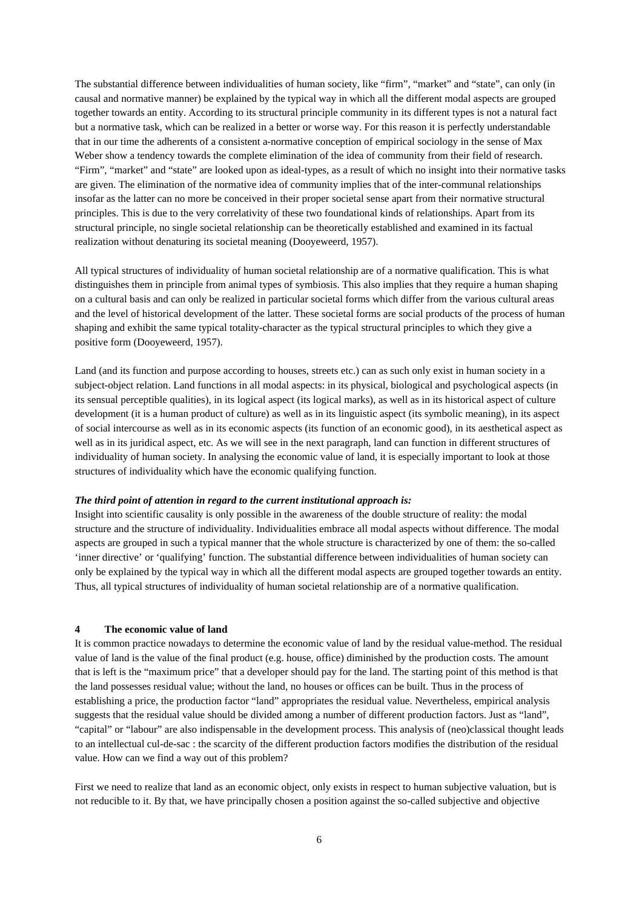The substantial difference between individualities of human society, like "firm", "market" and "state", can only (in causal and normative manner) be explained by the typical way in which all the different modal aspects are grouped together towards an entity. According to its structural principle community in its different types is not a natural fact but a normative task, which can be realized in a better or worse way. For this reason it is perfectly understandable that in our time the adherents of a consistent a-normative conception of empirical sociology in the sense of Max Weber show a tendency towards the complete elimination of the idea of community from their field of research. "Firm", "market" and "state" are looked upon as ideal-types, as a result of which no insight into their normative tasks are given. The elimination of the normative idea of community implies that of the inter-communal relationships insofar as the latter can no more be conceived in their proper societal sense apart from their normative structural principles. This is due to the very correlativity of these two foundational kinds of relationships. Apart from its structural principle, no single societal relationship can be theoretically established and examined in its factual realization without denaturing its societal meaning (Dooyeweerd, 1957).

All typical structures of individuality of human societal relationship are of a normative qualification. This is what distinguishes them in principle from animal types of symbiosis. This also implies that they require a human shaping on a cultural basis and can only be realized in particular societal forms which differ from the various cultural areas and the level of historical development of the latter. These societal forms are social products of the process of human shaping and exhibit the same typical totality-character as the typical structural principles to which they give a positive form (Dooyeweerd, 1957).

Land (and its function and purpose according to houses, streets etc.) can as such only exist in human society in a subject-object relation. Land functions in all modal aspects: in its physical, biological and psychological aspects (in its sensual perceptible qualities), in its logical aspect (its logical marks), as well as in its historical aspect of culture development (it is a human product of culture) as well as in its linguistic aspect (its symbolic meaning), in its aspect of social intercourse as well as in its economic aspects (its function of an economic good), in its aesthetical aspect as well as in its juridical aspect, etc. As we will see in the next paragraph, land can function in different structures of individuality of human society. In analysing the economic value of land, it is especially important to look at those structures of individuality which have the economic qualifying function.

***The third point of attention in regard to the current institutional approach is:***
Insight into scientific causality is only possible in the awareness of the double structure of reality: the modal structure and the structure of individuality. Individualities embrace all modal aspects without difference. The modal aspects are grouped in such a typical manner that the whole structure is characterized by one of them: the so-called 'inner directive' or 'qualifying' function. The substantial difference between individualities of human society can only be explained by the typical way in which all the different modal aspects are grouped together towards an entity. Thus, all typical structures of individuality of human societal relationship are of a normative qualification.

## 4 The economic value of land

It is common practice nowadays to determine the economic value of land by the residual value-method. The residual value of land is the value of the final product (e.g. house, office) diminished by the production costs. The amount that is left is the "maximum price" that a developer should pay for the land. The starting point of this method is that the land possesses residual value; without the land, no houses or offices can be built. Thus in the process of establishing a price, the production factor "land" appropriates the residual value. Nevertheless, empirical analysis suggests that the residual value should be divided among a number of different production factors. Just as "land", "capital" or "labour" are also indispensable in the development process. This analysis of (neo)classical thought leads to an intellectual cul-de-sac : the scarcity of the different production factors modifies the distribution of the residual value. How can we find a way out of this problem?

First we need to realize that land as an economic object, only exists in respect to human subjective valuation, but is not reducible to it. By that, we have principally chosen a position against the so-called subjective and objective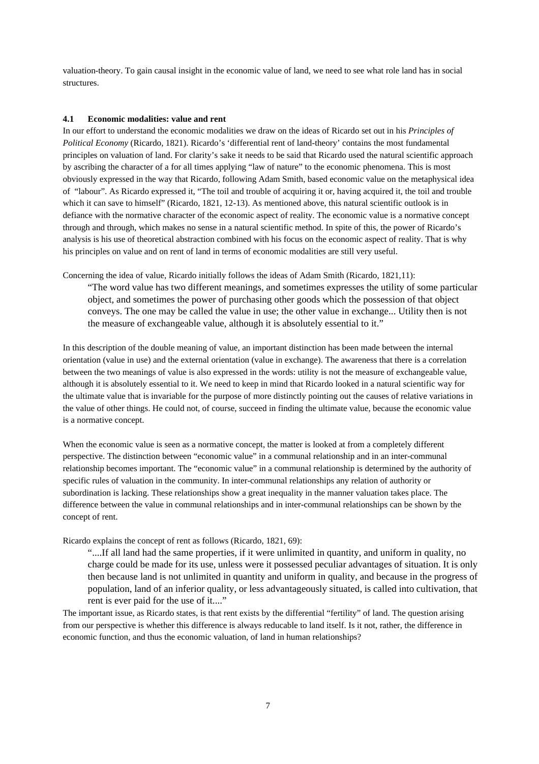valuation-theory. To gain causal insight in the economic value of land, we need to see what role land has in social structures.

### 4.1 Economic modalities: value and rent

In our effort to understand the economic modalities we draw on the ideas of Ricardo set out in his *Principles of Political Economy* (Ricardo, 1821). Ricardo's 'differential rent of land-theory' contains the most fundamental principles on valuation of land. For clarity's sake it needs to be said that Ricardo used the natural scientific approach by ascribing the character of a for all times applying "law of nature" to the economic phenomena. This is most obviously expressed in the way that Ricardo, following Adam Smith, based economic value on the metaphysical idea of "labour". As Ricardo expressed it, "The toil and trouble of acquiring it or, having acquired it, the toil and trouble which it can save to himself" (Ricardo, 1821, 12-13). As mentioned above, this natural scientific outlook is in defiance with the normative character of the economic aspect of reality. The economic value is a normative concept through and through, which makes no sense in a natural scientific method. In spite of this, the power of Ricardo's analysis is his use of theoretical abstraction combined with his focus on the economic aspect of reality. That is why his principles on value and on rent of land in terms of economic modalities are still very useful.

Concerning the idea of value, Ricardo initially follows the ideas of Adam Smith (Ricardo, 1821,11):

> "The word value has two different meanings, and sometimes expresses the utility of some particular object, and sometimes the power of purchasing other goods which the possession of that object conveys. The one may be called the value in use; the other value in exchange... Utility then is not the measure of exchangeable value, although it is absolutely essential to it."

In this description of the double meaning of value, an important distinction has been made between the internal orientation (value in use) and the external orientation (value in exchange). The awareness that there is a correlation between the two meanings of value is also expressed in the words: utility is not the measure of exchangeable value, although it is absolutely essential to it. We need to keep in mind that Ricardo looked in a natural scientific way for the ultimate value that is invariable for the purpose of more distinctly pointing out the causes of relative variations in the value of other things. He could not, of course, succeed in finding the ultimate value, because the economic value is a normative concept.

When the economic value is seen as a normative concept, the matter is looked at from a completely different perspective. The distinction between "economic value" in a communal relationship and in an inter-communal relationship becomes important. The "economic value" in a communal relationship is determined by the authority of specific rules of valuation in the community. In inter-communal relationships any relation of authority or subordination is lacking. These relationships show a great inequality in the manner valuation takes place. The difference between the value in communal relationships and in inter-communal relationships can be shown by the concept of rent.

Ricardo explains the concept of rent as follows (Ricardo, 1821, 69):

> "....If all land had the same properties, if it were unlimited in quantity, and uniform in quality, no charge could be made for its use, unless were it possessed peculiar advantages of situation. It is only then because land is not unlimited in quantity and uniform in quality, and because in the progress of population, land of an inferior quality, or less advantageously situated, is called into cultivation, that rent is ever paid for the use of it...."

The important issue, as Ricardo states, is that rent exists by the differential "fertility" of land. The question arising from our perspective is whether this difference is always reducable to land itself. Is it not, rather, the difference in economic function, and thus the economic valuation, of land in human relationships?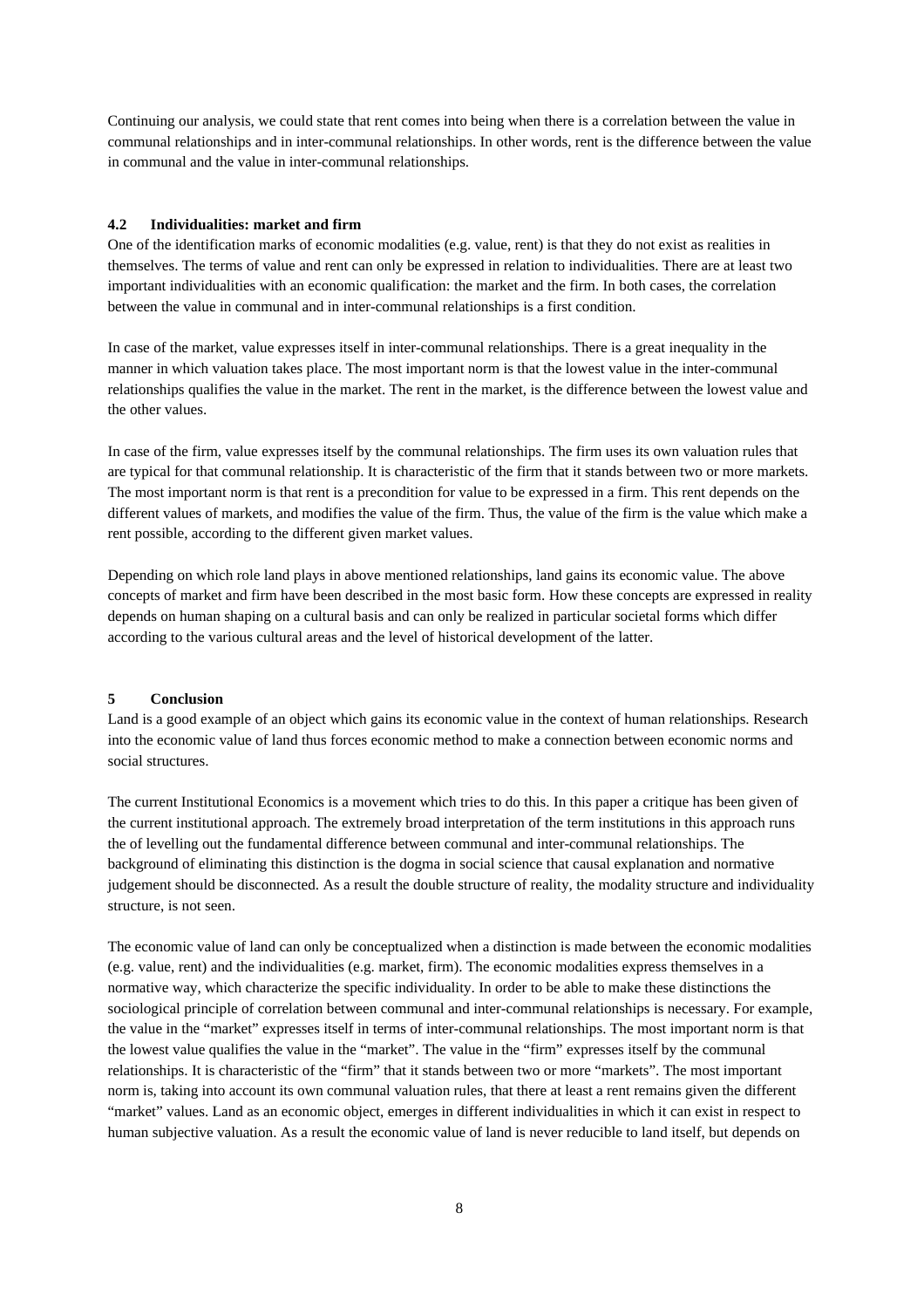Continuing our analysis, we could state that rent comes into being when there is a correlation between the value in communal relationships and in inter-communal relationships. In other words, rent is the difference between the value in communal and the value in inter-communal relationships.

### 4.2 Individualities: market and firm

One of the identification marks of economic modalities (e.g. value, rent) is that they do not exist as realities in themselves. The terms of value and rent can only be expressed in relation to individualities. There are at least two important individualities with an economic qualification: the market and the firm. In both cases, the correlation between the value in communal and in inter-communal relationships is a first condition.

In case of the market, value expresses itself in inter-communal relationships. There is a great inequality in the manner in which valuation takes place. The most important norm is that the lowest value in the inter-communal relationships qualifies the value in the market. The rent in the market, is the difference between the lowest value and the other values.

In case of the firm, value expresses itself by the communal relationships. The firm uses its own valuation rules that are typical for that communal relationship. It is characteristic of the firm that it stands between two or more markets. The most important norm is that rent is a precondition for value to be expressed in a firm. This rent depends on the different values of markets, and modifies the value of the firm. Thus, the value of the firm is the value which make a rent possible, according to the different given market values.

Depending on which role land plays in above mentioned relationships, land gains its economic value. The above concepts of market and firm have been described in the most basic form. How these concepts are expressed in reality depends on human shaping on a cultural basis and can only be realized in particular societal forms which differ according to the various cultural areas and the level of historical development of the latter.

## 5 Conclusion

Land is a good example of an object which gains its economic value in the context of human relationships. Research into the economic value of land thus forces economic method to make a connection between economic norms and social structures.

The current Institutional Economics is a movement which tries to do this. In this paper a critique has been given of the current institutional approach. The extremely broad interpretation of the term institutions in this approach runs the of levelling out the fundamental difference between communal and inter-communal relationships. The background of eliminating this distinction is the dogma in social science that causal explanation and normative judgement should be disconnected. As a result the double structure of reality, the modality structure and individuality structure, is not seen.

The economic value of land can only be conceptualized when a distinction is made between the economic modalities (e.g. value, rent) and the individualities (e.g. market, firm). The economic modalities express themselves in a normative way, which characterize the specific individuality. In order to be able to make these distinctions the sociological principle of correlation between communal and inter-communal relationships is necessary. For example, the value in the "market" expresses itself in terms of inter-communal relationships. The most important norm is that the lowest value qualifies the value in the "market". The value in the "firm" expresses itself by the communal relationships. It is characteristic of the "firm" that it stands between two or more "markets". The most important norm is, taking into account its own communal valuation rules, that there at least a rent remains given the different "market" values. Land as an economic object, emerges in different individualities in which it can exist in respect to human subjective valuation. As a result the economic value of land is never reducible to land itself, but depends on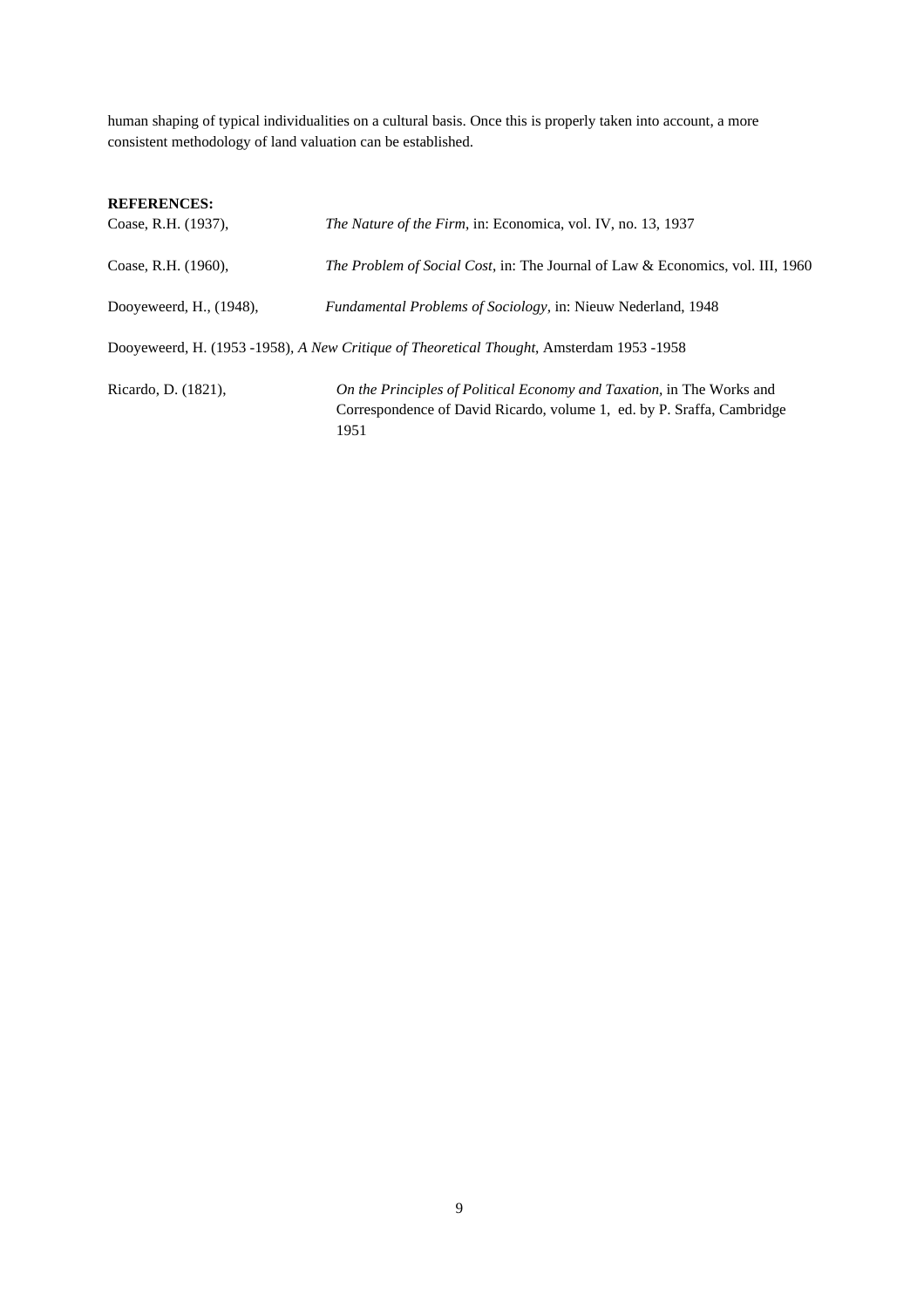human shaping of typical individualities on a cultural basis. Once this is properly taken into account, a more consistent methodology of land valuation can be established.

**REFERENCES:**

Coase, R.H. (1937), *The Nature of the Firm*, in: Economica, vol. IV, no. 13, 1937

Coase, R.H. (1960), *The Problem of Social Cost*, in: The Journal of Law & Economics, vol. III, 1960

Dooyeweerd, H., (1948), *Fundamental Problems of Sociology*, in: Nieuw Nederland, 1948

Dooyeweerd, H. (1953 -1958), *A New Critique of Theoretical Thought*, Amsterdam 1953 -1958

Ricardo, D. (1821), *On the Principles of Political Economy and Taxation*, in The Works and Correspondence of David Ricardo, volume 1, ed. by P. Sraffa, Cambridge 1951